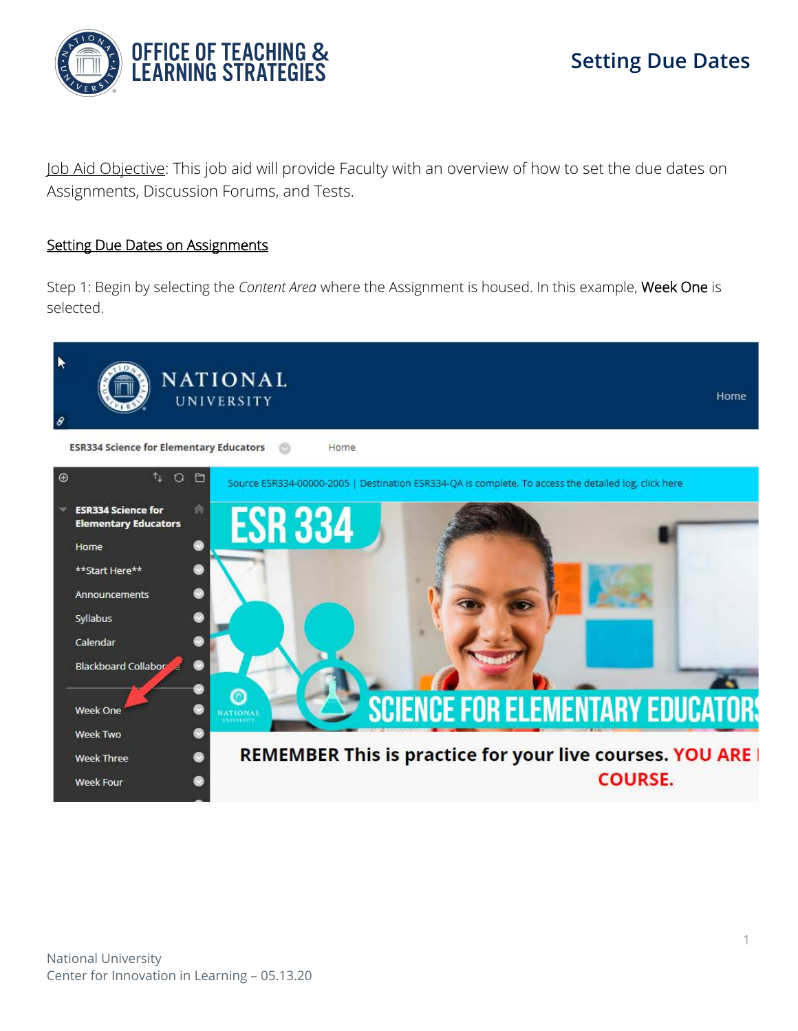Job Aid Objective: This job aid will provide Faculty with an overview of how to set the due dates on Assignments, Discussion Forums, and Tests.

## Setting Due Dates on Assignments

Step 1: Begin by selecting the *Content Area* where the Assignment is housed. In this example, Week One is selected.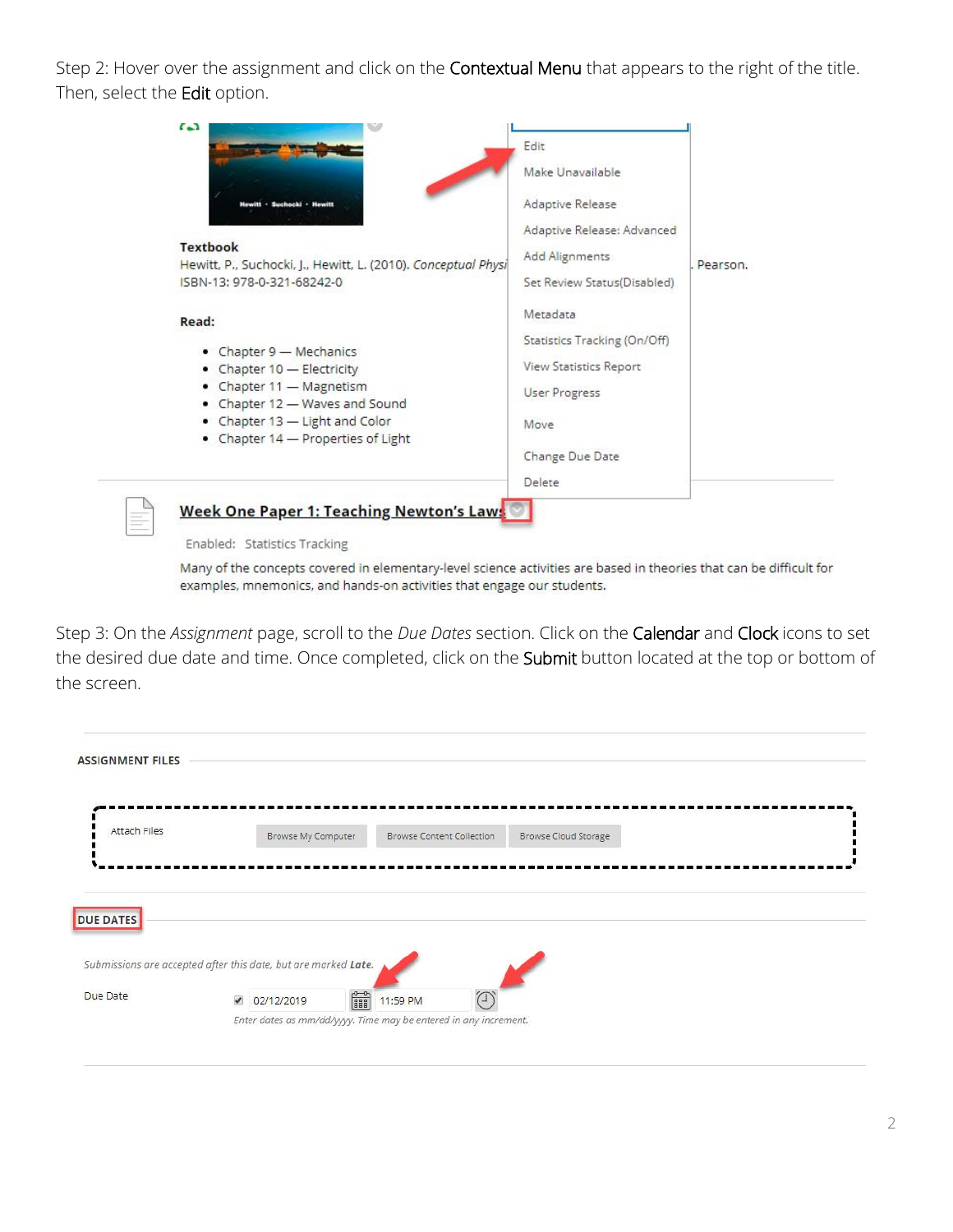Step 2: Hover over the assignment and click on the Contextual Menu that appears to the right of the title. Then, select the Edit option.

Step 3: On the *Assignment* page, scroll to the *Due Dates* section. Click on the Calendar and Clock icons to set the desired due date and time. Once completed, click on the Submit button located at the top or bottom of the screen.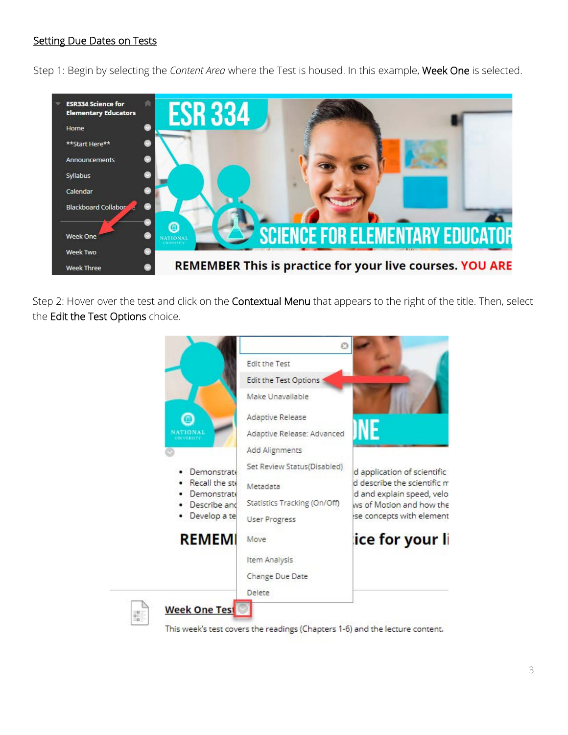Setting Due Dates on Tests

Step 1: Begin by selecting the *Content Area* where the Test is housed. In this example, Week One is selected.

Step 2: Hover over the test and click on the Contextual Menu that appears to the right of the title. Then, select the Edit the Test Options choice.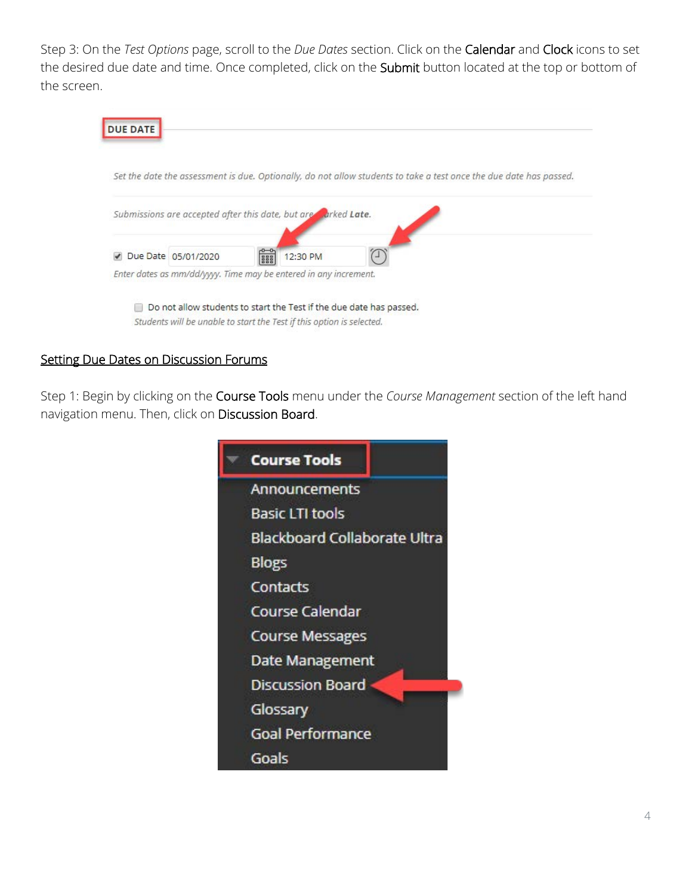Step 3: On the *Test Options* page, scroll to the *Due Dates* section. Click on the Calendar and Clock icons to set the desired due date and time. Once completed, click on the Submit button located at the top or bottom of the screen.

DUE DATE

*Set the date the assessment is due. Optionally, do not allow students to take a test once the due date has passed.*

*Submissions are accepted after this date, but are marked **Late**.*

Due Date 05/01/2020 12:30 PM

*Enter dates as mm/dd/yyyy. Time may be entered in any increment.*

Do not allow students to start the Test if the due date has passed.

*Students will be unable to start the Test if this option is selected.*

## Setting Due Dates on Discussion Forums

Step 1: Begin by clicking on the Course Tools menu under the *Course Management* section of the left hand navigation menu. Then, click on Discussion Board.

Course Tools

- Announcements
- Basic LTI tools
- Blackboard Collaborate Ultra
- Blogs
- Contacts
- Course Calendar
- Course Messages
- Date Management
- Discussion Board
- Glossary
- Goal Performance
- Goals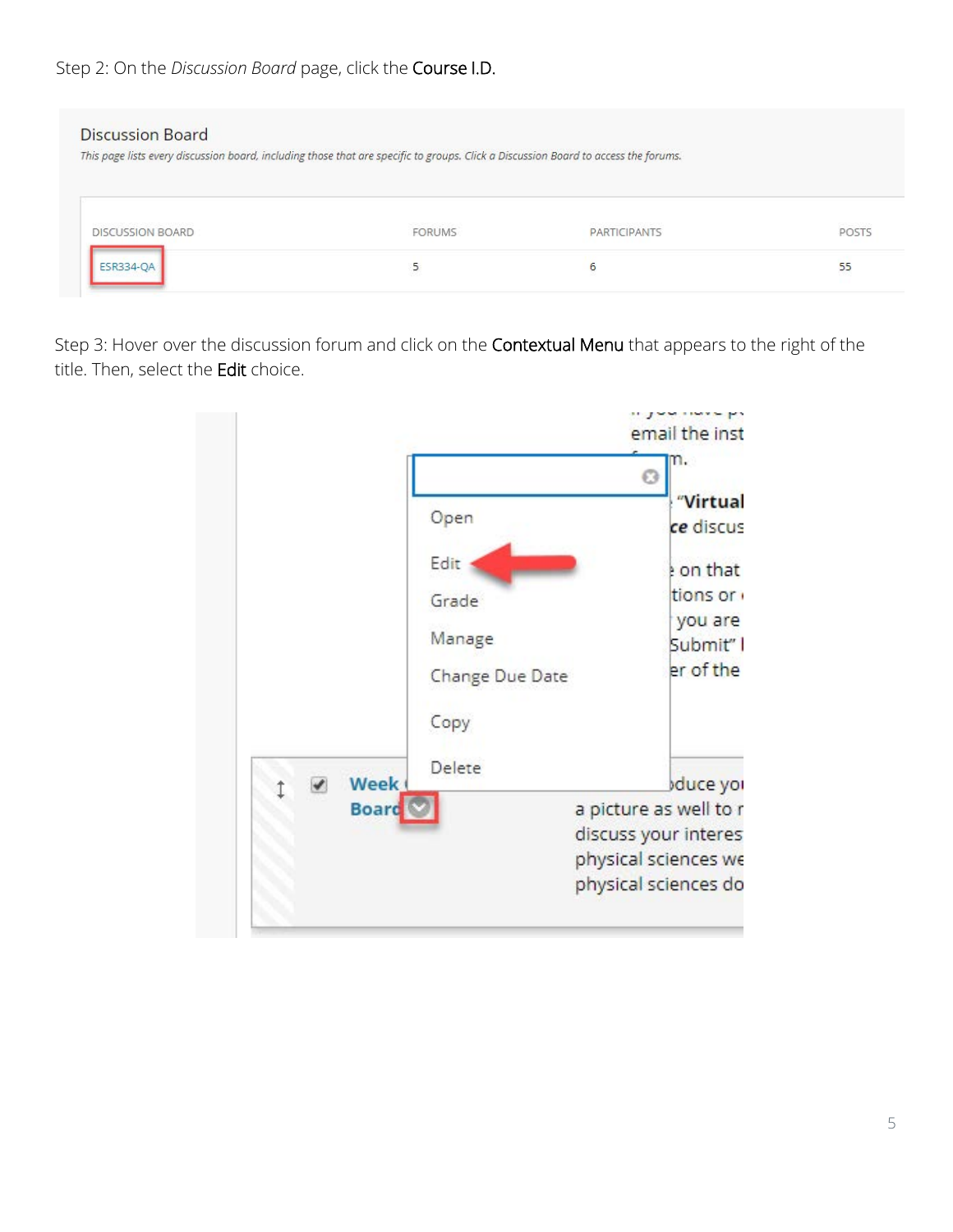Step 2: On the *Discussion Board* page, click the **Course I.D.**

Step 3: Hover over the discussion forum and click on the **Contextual Menu** that appears to the right of the title. Then, select the **Edit** choice.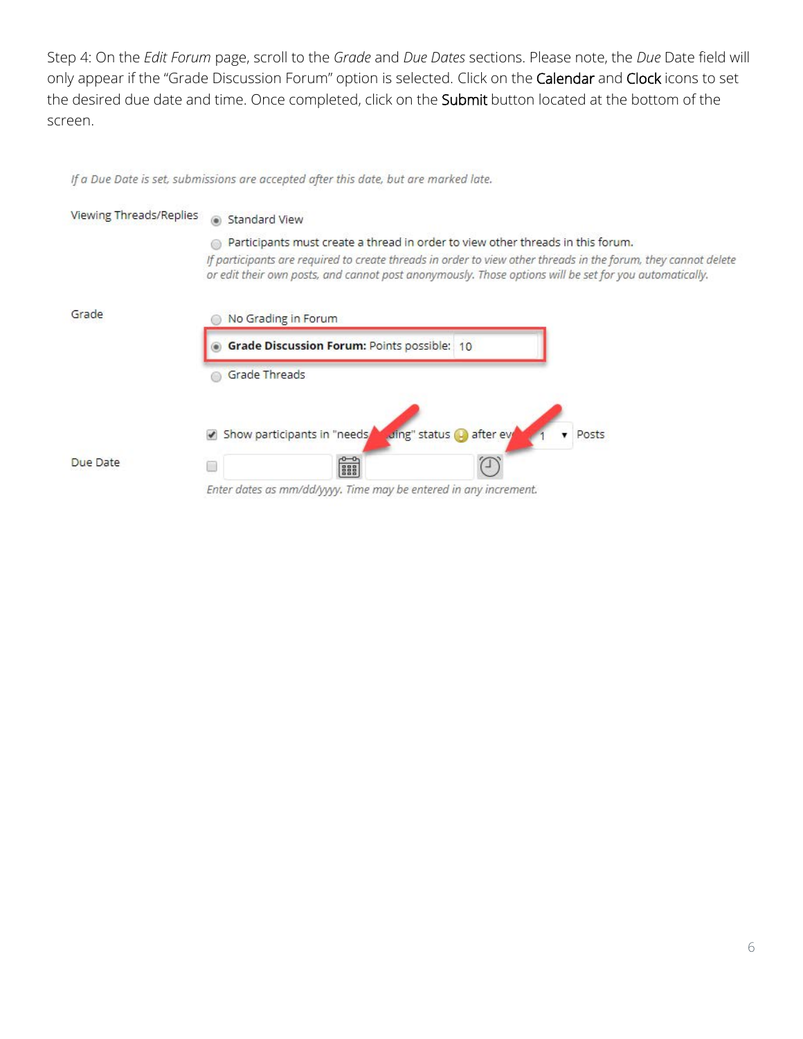Step 4: On the *Edit Forum* page, scroll to the *Grade* and *Due Dates* sections. Please note, the *Due* Date field will only appear if the "Grade Discussion Forum" option is selected. Click on the Calendar and Clock icons to set the desired due date and time. Once completed, click on the Submit button located at the bottom of the screen.

*If a Due Date is set, submissions are accepted after this date, but are marked late.*

Viewing Threads/Replies

- Standard View
- Participants must create a thread in order to view other threads in this forum.

*If participants are required to create threads in order to view other threads in the forum, they cannot delete or edit their own posts, and cannot post anonymously. Those options will be set for you automatically.*

Grade

- No Grading in Forum
- **Grade Discussion Forum:** Points possible: 10
- Grade Threads

Show participants in "needs grading" status after every 1 Posts

Due Date

*Enter dates as mm/dd/yyyy. Time may be entered in any increment.*